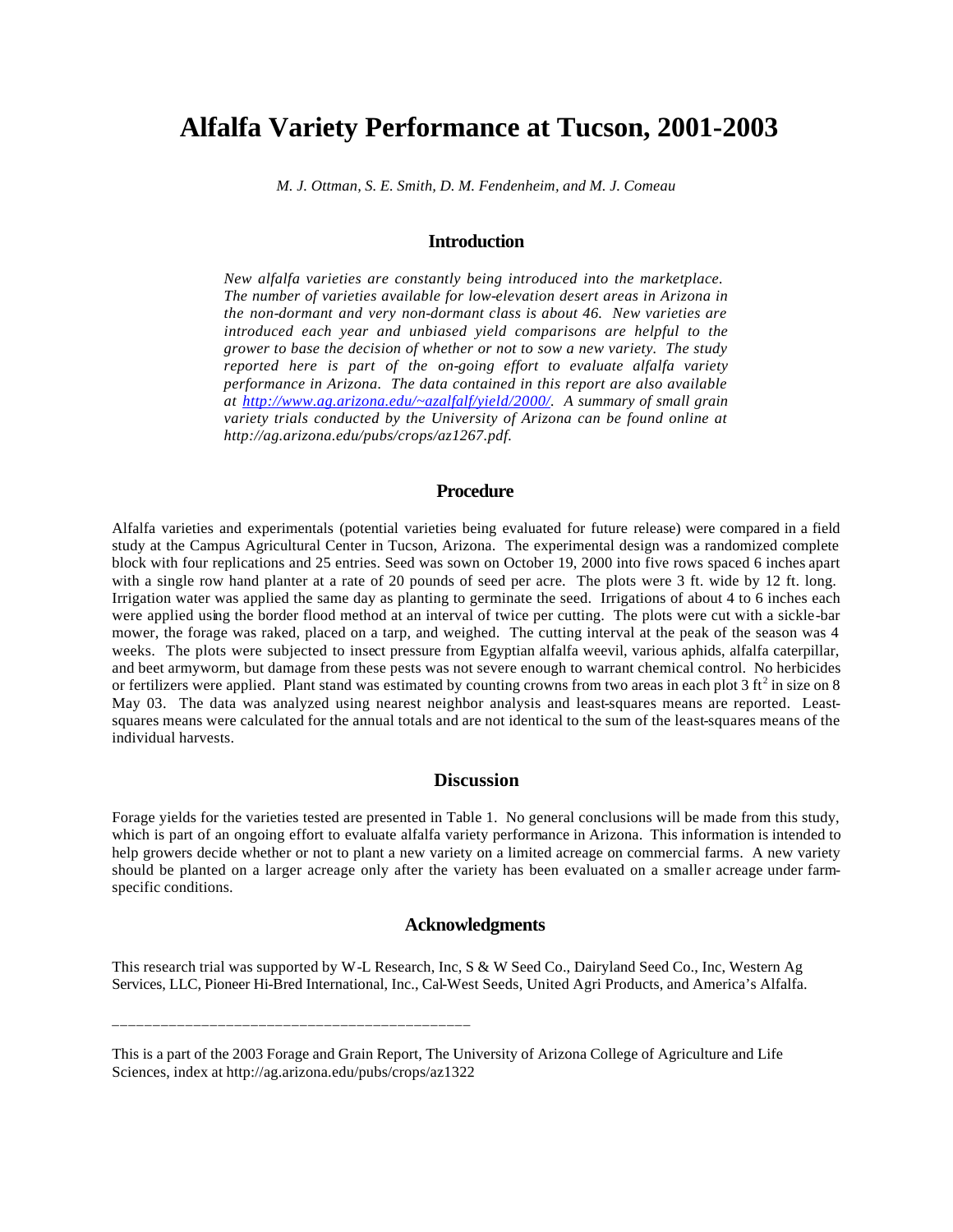# Alfalfa Variety Performance at Tucson, 2001-2003

*M. J. Ottman, S. E. Smith, D. M. Fendenheim, and M. J. Comeau*

## Introduction

*New alfalfa varieties are constantly being introduced into the marketplace. The number of varieties available for low-elevation desert areas in Arizona in the non-dormant and very non-dormant class is about 46. New varieties are introduced each year and unbiased yield comparisons are helpful to the grower to base the decision of whether or not to sow a new variety. The study reported here is part of the on-going effort to evaluate alfalfa variety performance in Arizona. The data contained in this report are also available at [http://www.ag.arizona.edu/~azalfalf/yield/2000/](http://www.ag.arizona.edu/~azalfalf/yield/2000/). A summary of small grain variety trials conducted by the University of Arizona can be found online at http://ag.arizona.edu/pubs/crops/az1267.pdf.*

## Procedure

Alfalfa varieties and experimentals (potential varieties being evaluated for future release) were compared in a field study at the Campus Agricultural Center in Tucson, Arizona. The experimental design was a randomized complete block with four replications and 25 entries. Seed was sown on October 19, 2000 into five rows spaced 6 inches apart with a single row hand planter at a rate of 20 pounds of seed per acre. The plots were 3 ft. wide by 12 ft. long. Irrigation water was applied the same day as planting to germinate the seed. Irrigations of about 4 to 6 inches each were applied using the border flood method at an interval of twice per cutting. The plots were cut with a sickle-bar mower, the forage was raked, placed on a tarp, and weighed. The cutting interval at the peak of the season was 4 weeks. The plots were subjected to insect pressure from Egyptian alfalfa weevil, various aphids, alfalfa caterpillar, and beet armyworm, but damage from these pests was not severe enough to warrant chemical control. No herbicides or fertilizers were applied. Plant stand was estimated by counting crowns from two areas in each plot 3 $ft^2$ in size on 8 May 03. The data was analyzed using nearest neighbor analysis and least-squares means are reported. Least-squares means were calculated for the annual totals and are not identical to the sum of the least-squares means of the individual harvests.

## Discussion

Forage yields for the varieties tested are presented in Table 1. No general conclusions will be made from this study, which is part of an ongoing effort to evaluate alfalfa variety performance in Arizona. This information is intended to help growers decide whether or not to plant a new variety on a limited acreage on commercial farms. A new variety should be planted on a larger acreage only after the variety has been evaluated on a smaller acreage under farm-specific conditions.

## Acknowledgments

This research trial was supported by W-L Research, Inc, S & W Seed Co., Dairyland Seed Co., Inc, Western Ag Services, LLC, Pioneer Hi-Bred International, Inc., Cal-West Seeds, United Agri Products, and America's Alfalfa.

---

This is a part of the 2003 Forage and Grain Report, The University of Arizona College of Agriculture and Life Sciences, index at http://ag.arizona.edu/pubs/crops/az1322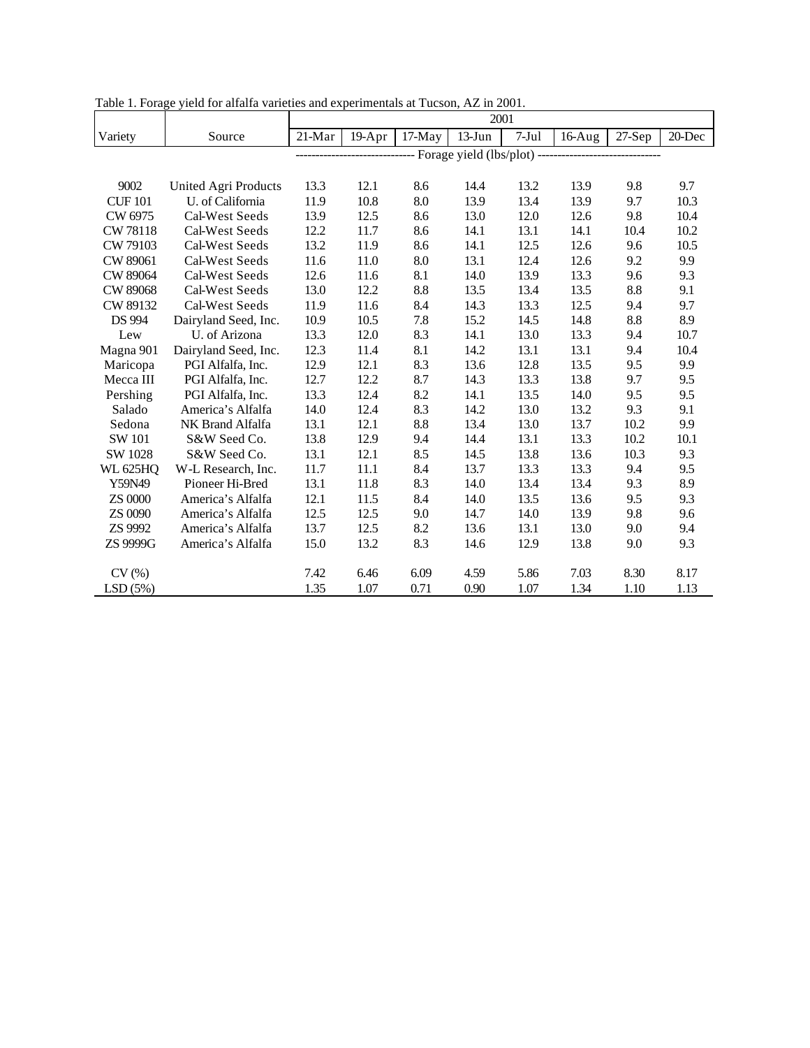Table 1. Forage yield for alfalfa varieties and experimentals at Tucson, AZ in 2001.

| Variety | Source | 2001 | | | | | | | |
|---|---|---|---|---|---|---|---|---|---|
| | | 21-Mar | 19-Apr | 17-May | 13-Jun | 7-Jul | 16-Aug | 27-Sep | 20-Dec |
| | | ------------------------------ Forage yield (lbs/plot) ------------------------------ | | | | | | | |
| 9002 | United Agri Products | 13.3 | 12.1 | 8.6 | 14.4 | 13.2 | 13.9 | 9.8 | 9.7 |
| CUF 101 | U. of California | 11.9 | 10.8 | 8.0 | 13.9 | 13.4 | 13.9 | 9.7 | 10.3 |
| CW 6975 | Cal-West Seeds | 13.9 | 12.5 | 8.6 | 13.0 | 12.0 | 12.6 | 9.8 | 10.4 |
| CW 78118 | Cal-West Seeds | 12.2 | 11.7 | 8.6 | 14.1 | 13.1 | 14.1 | 10.4 | 10.2 |
| CW 79103 | Cal-West Seeds | 13.2 | 11.9 | 8.6 | 14.1 | 12.5 | 12.6 | 9.6 | 10.5 |
| CW 89061 | Cal-West Seeds | 11.6 | 11.0 | 8.0 | 13.1 | 12.4 | 12.6 | 9.2 | 9.9 |
| CW 89064 | Cal-West Seeds | 12.6 | 11.6 | 8.1 | 14.0 | 13.9 | 13.3 | 9.6 | 9.3 |
| CW 89068 | Cal-West Seeds | 13.0 | 12.2 | 8.8 | 13.5 | 13.4 | 13.5 | 8.8 | 9.1 |
| CW 89132 | Cal-West Seeds | 11.9 | 11.6 | 8.4 | 14.3 | 13.3 | 12.5 | 9.4 | 9.7 |
| DS 994 | Dairyland Seed, Inc. | 10.9 | 10.5 | 7.8 | 15.2 | 14.5 | 14.8 | 8.8 | 8.9 |
| Lew | U. of Arizona | 13.3 | 12.0 | 8.3 | 14.1 | 13.0 | 13.3 | 9.4 | 10.7 |
| Magna 901 | Dairyland Seed, Inc. | 12.3 | 11.4 | 8.1 | 14.2 | 13.1 | 13.1 | 9.4 | 10.4 |
| Maricopa | PGI Alfalfa, Inc. | 12.9 | 12.1 | 8.3 | 13.6 | 12.8 | 13.5 | 9.5 | 9.9 |
| Mecca III | PGI Alfalfa, Inc. | 12.7 | 12.2 | 8.7 | 14.3 | 13.3 | 13.8 | 9.7 | 9.5 |
| Pershing | PGI Alfalfa, Inc. | 13.3 | 12.4 | 8.2 | 14.1 | 13.5 | 14.0 | 9.5 | 9.5 |
| Salado | America's Alfalfa | 14.0 | 12.4 | 8.3 | 14.2 | 13.0 | 13.2 | 9.3 | 9.1 |
| Sedona | NK Brand Alfalfa | 13.1 | 12.1 | 8.8 | 13.4 | 13.0 | 13.7 | 10.2 | 9.9 |
| SW 101 | S&W Seed Co. | 13.8 | 12.9 | 9.4 | 14.4 | 13.1 | 13.3 | 10.2 | 10.1 |
| SW 1028 | S&W Seed Co. | 13.1 | 12.1 | 8.5 | 14.5 | 13.8 | 13.6 | 10.3 | 9.3 |
| WL 625HQ | W-L Research, Inc. | 11.7 | 11.1 | 8.4 | 13.7 | 13.3 | 13.3 | 9.4 | 9.5 |
| Y59N49 | Pioneer Hi-Bred | 13.1 | 11.8 | 8.3 | 14.0 | 13.4 | 13.4 | 9.3 | 8.9 |
| ZS 0000 | America's Alfalfa | 12.1 | 11.5 | 8.4 | 14.0 | 13.5 | 13.6 | 9.5 | 9.3 |
| ZS 0090 | America's Alfalfa | 12.5 | 12.5 | 9.0 | 14.7 | 14.0 | 13.9 | 9.8 | 9.6 |
| ZS 9992 | America's Alfalfa | 13.7 | 12.5 | 8.2 | 13.6 | 13.1 | 13.0 | 9.0 | 9.4 |
| ZS 9999G | America's Alfalfa | 15.0 | 13.2 | 8.3 | 14.6 | 12.9 | 13.8 | 9.0 | 9.3 |
| CV (%) | | 7.42 | 6.46 | 6.09 | 4.59 | 5.86 | 7.03 | 8.30 | 8.17 |
| LSD (5%) | | 1.35 | 1.07 | 0.71 | 0.90 | 1.07 | 1.34 | 1.10 | 1.13 |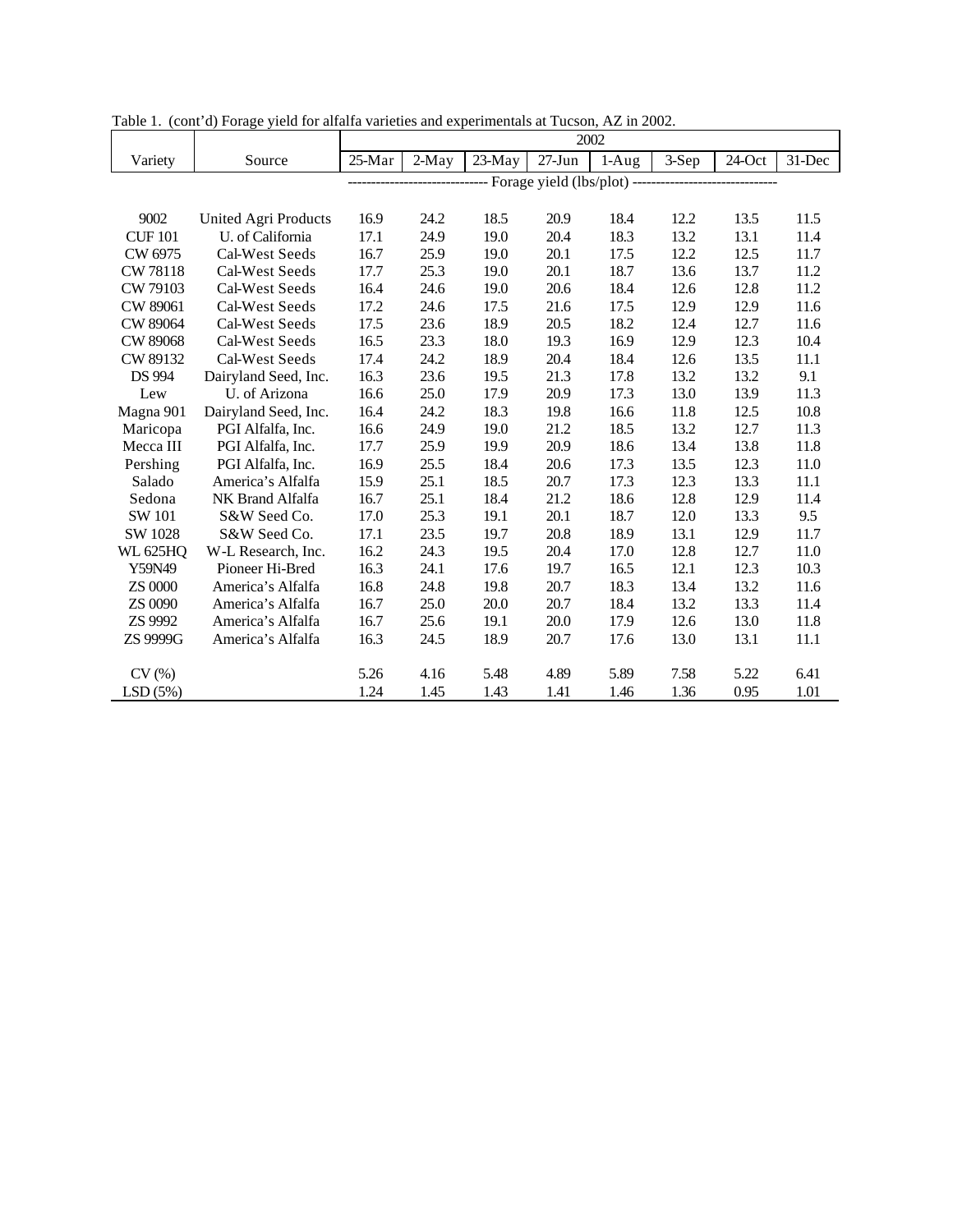Table 1. (cont'd) Forage yield for alfalfa varieties and experimentals at Tucson, AZ in 2002.

| Variety | Source | 2002 | | | | | | | |
|---|---|---|---|---|---|---|---|---|---|
| | | 25-Mar | 2-May | 23-May | 27-Jun | 1-Aug | 3-Sep | 24-Oct | 31-Dec |
| | | Forage yield (lbs/plot) | | | | | | | |
| 9002 | United Agri Products | 16.9 | 24.2 | 18.5 | 20.9 | 18.4 | 12.2 | 13.5 | 11.5 |
| CUF 101 | U. of California | 17.1 | 24.9 | 19.0 | 20.4 | 18.3 | 13.2 | 13.1 | 11.4 |
| CW 6975 | Cal-West Seeds | 16.7 | 25.9 | 19.0 | 20.1 | 17.5 | 12.2 | 12.5 | 11.7 |
| CW 78118 | Cal-West Seeds | 17.7 | 25.3 | 19.0 | 20.1 | 18.7 | 13.6 | 13.7 | 11.2 |
| CW 79103 | Cal-West Seeds | 16.4 | 24.6 | 19.0 | 20.6 | 18.4 | 12.6 | 12.8 | 11.2 |
| CW 89061 | Cal-West Seeds | 17.2 | 24.6 | 17.5 | 21.6 | 17.5 | 12.9 | 12.9 | 11.6 |
| CW 89064 | Cal-West Seeds | 17.5 | 23.6 | 18.9 | 20.5 | 18.2 | 12.4 | 12.7 | 11.6 |
| CW 89068 | Cal-West Seeds | 16.5 | 23.3 | 18.0 | 19.3 | 16.9 | 12.9 | 12.3 | 10.4 |
| CW 89132 | Cal-West Seeds | 17.4 | 24.2 | 18.9 | 20.4 | 18.4 | 12.6 | 13.5 | 11.1 |
| DS 994 | Dairyland Seed, Inc. | 16.3 | 23.6 | 19.5 | 21.3 | 17.8 | 13.2 | 13.2 | 9.1 |
| Lew | U. of Arizona | 16.6 | 25.0 | 17.9 | 20.9 | 17.3 | 13.0 | 13.9 | 11.3 |
| Magna 901 | Dairyland Seed, Inc. | 16.4 | 24.2 | 18.3 | 19.8 | 16.6 | 11.8 | 12.5 | 10.8 |
| Maricopa | PGI Alfalfa, Inc. | 16.6 | 24.9 | 19.0 | 21.2 | 18.5 | 13.2 | 12.7 | 11.3 |
| Mecca III | PGI Alfalfa, Inc. | 17.7 | 25.9 | 19.9 | 20.9 | 18.6 | 13.4 | 13.8 | 11.8 |
| Pershing | PGI Alfalfa, Inc. | 16.9 | 25.5 | 18.4 | 20.6 | 17.3 | 13.5 | 12.3 | 11.0 |
| Salado | America's Alfalfa | 15.9 | 25.1 | 18.5 | 20.7 | 17.3 | 12.3 | 13.3 | 11.1 |
| Sedona | NK Brand Alfalfa | 16.7 | 25.1 | 18.4 | 21.2 | 18.6 | 12.8 | 12.9 | 11.4 |
| SW 101 | S&W Seed Co. | 17.0 | 25.3 | 19.1 | 20.1 | 18.7 | 12.0 | 13.3 | 9.5 |
| SW 1028 | S&W Seed Co. | 17.1 | 23.5 | 19.7 | 20.8 | 18.9 | 13.1 | 12.9 | 11.7 |
| WL 625HQ | W-L Research, Inc. | 16.2 | 24.3 | 19.5 | 20.4 | 17.0 | 12.8 | 12.7 | 11.0 |
| Y59N49 | Pioneer Hi-Bred | 16.3 | 24.1 | 17.6 | 19.7 | 16.5 | 12.1 | 12.3 | 10.3 |
| ZS 0000 | America's Alfalfa | 16.8 | 24.8 | 19.8 | 20.7 | 18.3 | 13.4 | 13.2 | 11.6 |
| ZS 0090 | America's Alfalfa | 16.7 | 25.0 | 20.0 | 20.7 | 18.4 | 13.2 | 13.3 | 11.4 |
| ZS 9992 | America's Alfalfa | 16.7 | 25.6 | 19.1 | 20.0 | 17.9 | 12.6 | 13.0 | 11.8 |
| ZS 9999G | America's Alfalfa | 16.3 | 24.5 | 18.9 | 20.7 | 17.6 | 13.0 | 13.1 | 11.1 |
| CV (%) | | 5.26 | 4.16 | 5.48 | 4.89 | 5.89 | 7.58 | 5.22 | 6.41 |
| LSD (5%) | | 1.24 | 1.45 | 1.43 | 1.41 | 1.46 | 1.36 | 0.95 | 1.01 |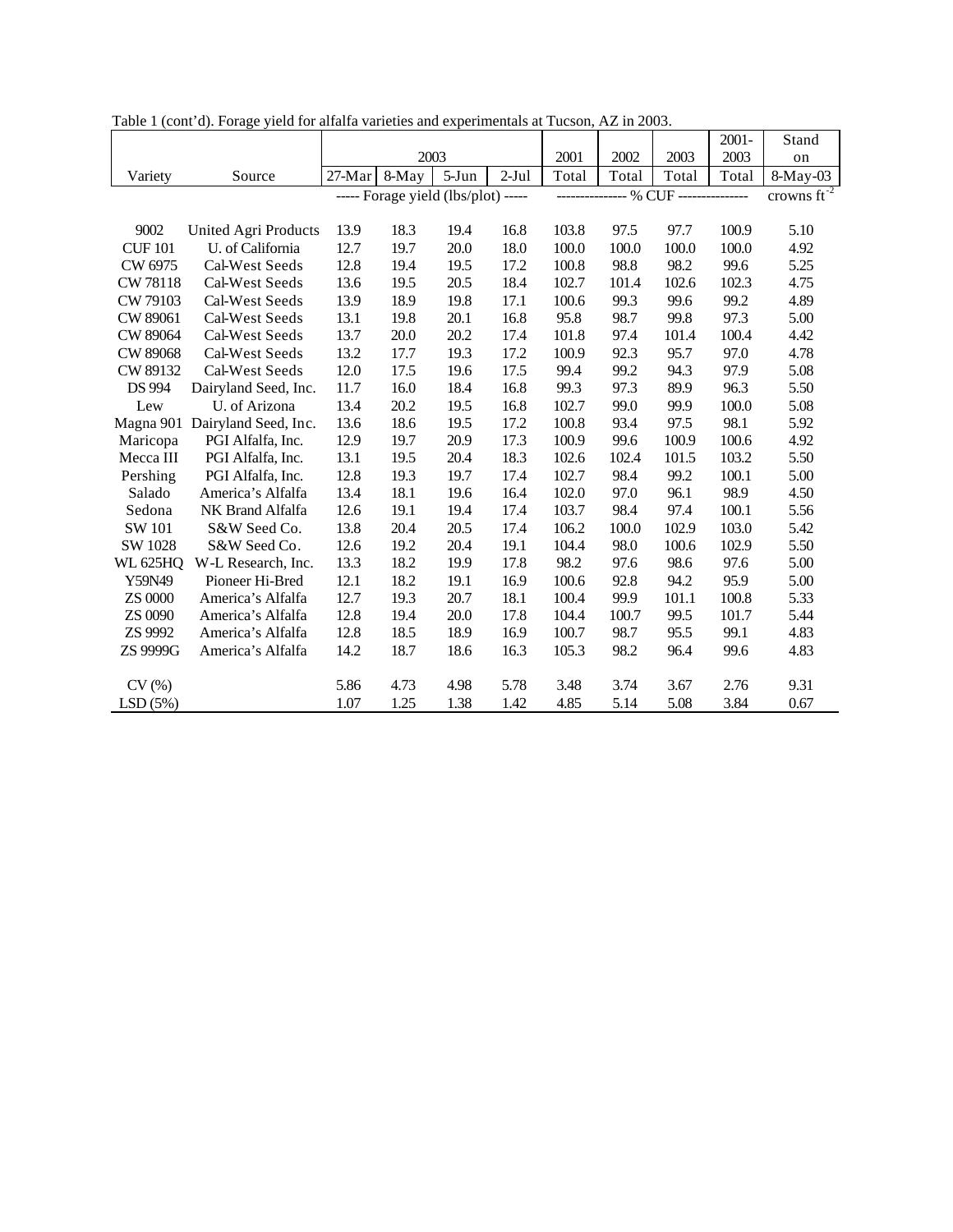Table 1 (cont'd). Forage yield for alfalfa varieties and experimentals at Tucson, AZ in 2003.

| | | 2003 | | | | 2001 | 2002 | 2003 | 2001-2003 | Stand on |
|---|---|---|---|---|---|---|---|---|---|---|
| Variety | Source | 27-Mar | 8-May | 5-Jun | 2-Jul | Total | Total | Total | Total | 8-May-03 |
| | | ----- Forage yield (lbs/plot) ----- | | | | -------------- % CUF -------------- | | | | crowns $ft^{-2}$ |
| 9002 | United Agri Products | 13.9 | 18.3 | 19.4 | 16.8 | 103.8 | 97.5 | 97.7 | 100.9 | 5.10 |
| CUF 101 | U. of California | 12.7 | 19.7 | 20.0 | 18.0 | 100.0 | 100.0 | 100.0 | 100.0 | 4.92 |
| CW 6975 | Cal-West Seeds | 12.8 | 19.4 | 19.5 | 17.2 | 100.8 | 98.8 | 98.2 | 99.6 | 5.25 |
| CW 78118 | Cal-West Seeds | 13.6 | 19.5 | 20.5 | 18.4 | 102.7 | 101.4 | 102.6 | 102.3 | 4.75 |
| CW 79103 | Cal-West Seeds | 13.9 | 18.9 | 19.8 | 17.1 | 100.6 | 99.3 | 99.6 | 99.2 | 4.89 |
| CW 89061 | Cal-West Seeds | 13.1 | 19.8 | 20.1 | 16.8 | 95.8 | 98.7 | 99.8 | 97.3 | 5.00 |
| CW 89064 | Cal-West Seeds | 13.7 | 20.0 | 20.2 | 17.4 | 101.8 | 97.4 | 101.4 | 100.4 | 4.42 |
| CW 89068 | Cal-West Seeds | 13.2 | 17.7 | 19.3 | 17.2 | 100.9 | 92.3 | 95.7 | 97.0 | 4.78 |
| CW 89132 | Cal-West Seeds | 12.0 | 17.5 | 19.6 | 17.5 | 99.4 | 99.2 | 94.3 | 97.9 | 5.08 |
| DS 994 | Dairyland Seed, Inc. | 11.7 | 16.0 | 18.4 | 16.8 | 99.3 | 97.3 | 89.9 | 96.3 | 5.50 |
| Lew | U. of Arizona | 13.4 | 20.2 | 19.5 | 16.8 | 102.7 | 99.0 | 99.9 | 100.0 | 5.08 |
| Magna 901 | Dairyland Seed, Inc. | 13.6 | 18.6 | 19.5 | 17.2 | 100.8 | 93.4 | 97.5 | 98.1 | 5.92 |
| Maricopa | PGI Alfalfa, Inc. | 12.9 | 19.7 | 20.9 | 17.3 | 100.9 | 99.6 | 100.9 | 100.6 | 4.92 |
| Mecca III | PGI Alfalfa, Inc. | 13.1 | 19.5 | 20.4 | 18.3 | 102.6 | 102.4 | 101.5 | 103.2 | 5.50 |
| Pershing | PGI Alfalfa, Inc. | 12.8 | 19.3 | 19.7 | 17.4 | 102.7 | 98.4 | 99.2 | 100.1 | 5.00 |
| Salado | America's Alfalfa | 13.4 | 18.1 | 19.6 | 16.4 | 102.0 | 97.0 | 96.1 | 98.9 | 4.50 |
| Sedona | NK Brand Alfalfa | 12.6 | 19.1 | 19.4 | 17.4 | 103.7 | 98.4 | 97.4 | 100.1 | 5.56 |
| SW 101 | S&W Seed Co. | 13.8 | 20.4 | 20.5 | 17.4 | 106.2 | 100.0 | 102.9 | 103.0 | 5.42 |
| SW 1028 | S&W Seed Co. | 12.6 | 19.2 | 20.4 | 19.1 | 104.4 | 98.0 | 100.6 | 102.9 | 5.50 |
| WL 625HQ | W-L Research, Inc. | 13.3 | 18.2 | 19.9 | 17.8 | 98.2 | 97.6 | 98.6 | 97.6 | 5.00 |
| Y59N49 | Pioneer Hi-Bred | 12.1 | 18.2 | 19.1 | 16.9 | 100.6 | 92.8 | 94.2 | 95.9 | 5.00 |
| ZS 0000 | America's Alfalfa | 12.7 | 19.3 | 20.7 | 18.1 | 100.4 | 99.9 | 101.1 | 100.8 | 5.33 |
| ZS 0090 | America's Alfalfa | 12.8 | 19.4 | 20.0 | 17.8 | 104.4 | 100.7 | 99.5 | 101.7 | 5.44 |
| ZS 9992 | America's Alfalfa | 12.8 | 18.5 | 18.9 | 16.9 | 100.7 | 98.7 | 95.5 | 99.1 | 4.83 |
| ZS 9999G | America's Alfalfa | 14.2 | 18.7 | 18.6 | 16.3 | 105.3 | 98.2 | 96.4 | 99.6 | 4.83 |
| CV (%) | | 5.86 | 4.73 | 4.98 | 5.78 | 3.48 | 3.74 | 3.67 | 2.76 | 9.31 |
| LSD (5%) | | 1.07 | 1.25 | 1.38 | 1.42 | 4.85 | 5.14 | 5.08 | 3.84 | 0.67 |